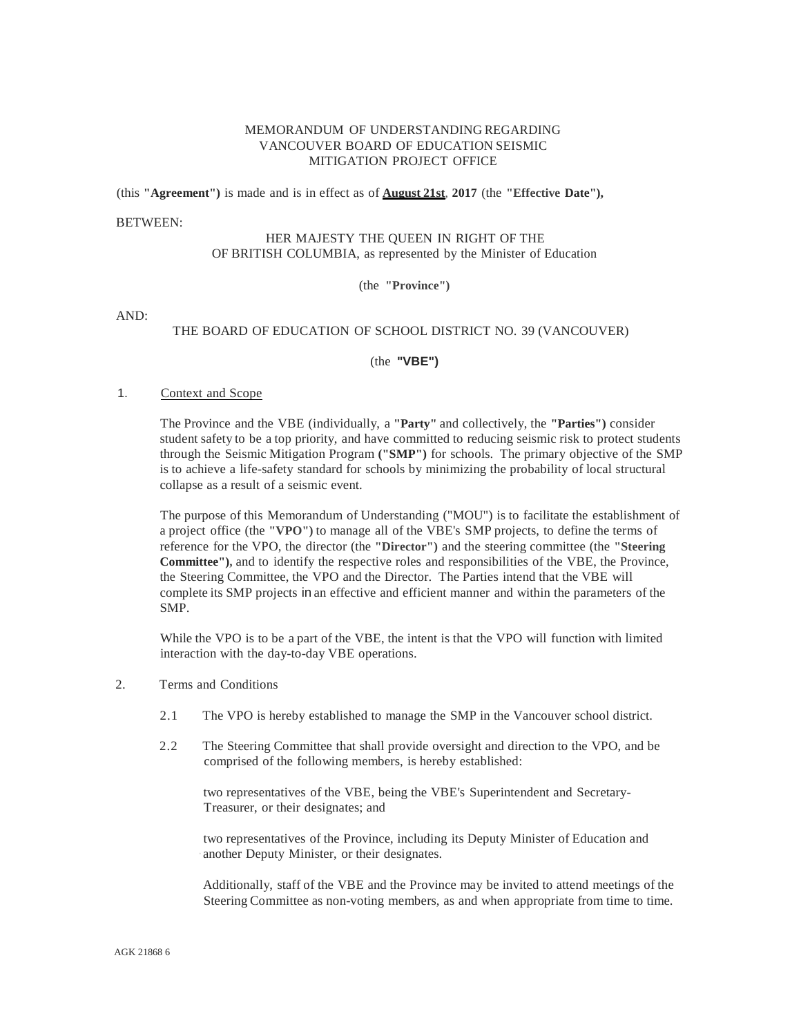# MEMORANDUM OF UNDERSTANDING REGARDING VANCOUVER BOARD OF EDUCATION SEISMIC MITIGATION PROJECT OFFICE

(this **"Agreement")** is made and is in effect as of **August 21st**, **2017** (the **"Effective Date"),**

BETWEEN:

HER MAJESTY THE QUEEN IN RIGHT OF THE
OF BRITISH COLUMBIA, as represented by the Minister of Education

(the **"Province"**)

AND:

THE BOARD OF EDUCATION OF SCHOOL DISTRICT NO. 39 (VANCOUVER)

(the **"VBE")**

1. Context and Scope

   The Province and the VBE (individually, a **"Party"** and collectively, the **"Parties")** consider student safety to be a top priority, and have committed to reducing seismic risk to protect students through the Seismic Mitigation Program **("SMP")** for schools. The primary objective of the SMP is to achieve a life-safety standard for schools by minimizing the probability of local structural collapse as a result of a seismic event.

   The purpose of this Memorandum of Understanding ("MOU") is to facilitate the establishment of a project office (the **"VPO")** to manage all of the VBE's SMP projects, to define the terms of reference for the VPO, the director (the **"Director")** and the steering committee (the **"Steering Committee"),** and to identify the respective roles and responsibilities of the VBE, the Province, the Steering Committee, the VPO and the Director. The Parties intend that the VBE will complete its SMP projects in an effective and efficient manner and within the parameters of the SMP.

   While the VPO is to be a part of the VBE, the intent is that the VPO will function with limited interaction with the day-to-day VBE operations.

2. Terms and Conditions

   2.1 The VPO is hereby established to manage the SMP in the Vancouver school district.

   2.2 The Steering Committee that shall provide oversight and direction to the VPO, and be comprised of the following members, is hereby established:

   two representatives of the VBE, being the VBE's Superintendent and Secretary-Treasurer, or their designates; and

   two representatives of the Province, including its Deputy Minister of Education and another Deputy Minister, or their designates.

   Additionally, staff of the VBE and the Province may be invited to attend meetings of the Steering Committee as non-voting members, as and when appropriate from time to time.

AGK 21868 6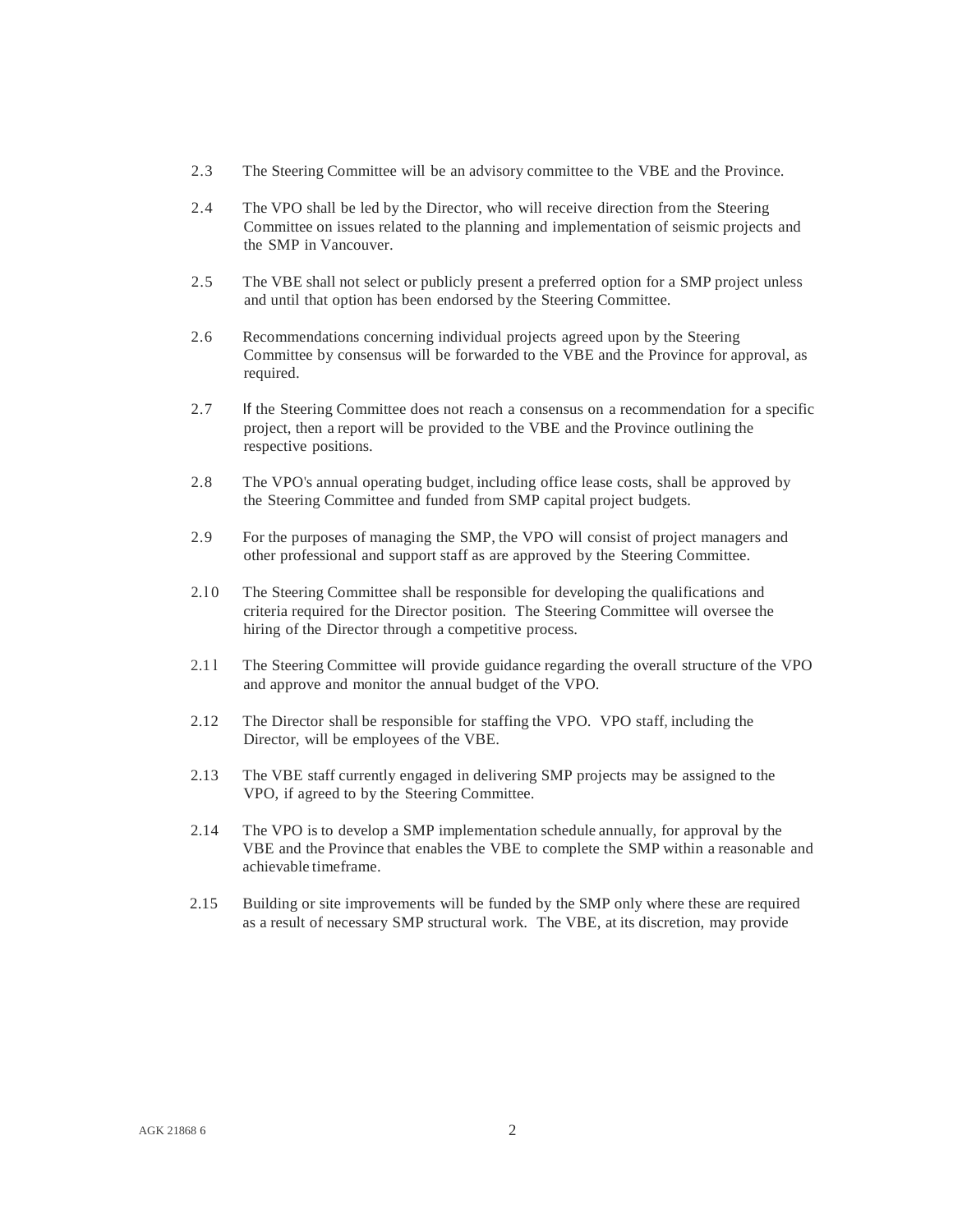2.3 The Steering Committee will be an advisory committee to the VBE and the Province.

2.4 The VPO shall be led by the Director, who will receive direction from the Steering Committee on issues related to the planning and implementation of seismic projects and the SMP in Vancouver.

2.5 The VBE shall not select or publicly present a preferred option for a SMP project unless and until that option has been endorsed by the Steering Committee.

2.6 Recommendations concerning individual projects agreed upon by the Steering Committee by consensus will be forwarded to the VBE and the Province for approval, as required.

2.7 If the Steering Committee does not reach a consensus on a recommendation for a specific project, then a report will be provided to the VBE and the Province outlining the respective positions.

2.8 The VPO's annual operating budget, including office lease costs, shall be approved by the Steering Committee and funded from SMP capital project budgets.

2.9 For the purposes of managing the SMP, the VPO will consist of project managers and other professional and support staff as are approved by the Steering Committee.

2.10 The Steering Committee shall be responsible for developing the qualifications and criteria required for the Director position. The Steering Committee will oversee the hiring of the Director through a competitive process.

2.11 The Steering Committee will provide guidance regarding the overall structure of the VPO and approve and monitor the annual budget of the VPO.

2.12 The Director shall be responsible for staffing the VPO. VPO staff, including the Director, will be employees of the VBE.

2.13 The VBE staff currently engaged in delivering SMP projects may be assigned to the VPO, if agreed to by the Steering Committee.

2.14 The VPO is to develop a SMP implementation schedule annually, for approval by the VBE and the Province that enables the VBE to complete the SMP within a reasonable and achievable timeframe.

2.15 Building or site improvements will be funded by the SMP only where these are required as a result of necessary SMP structural work. The VBE, at its discretion, may provide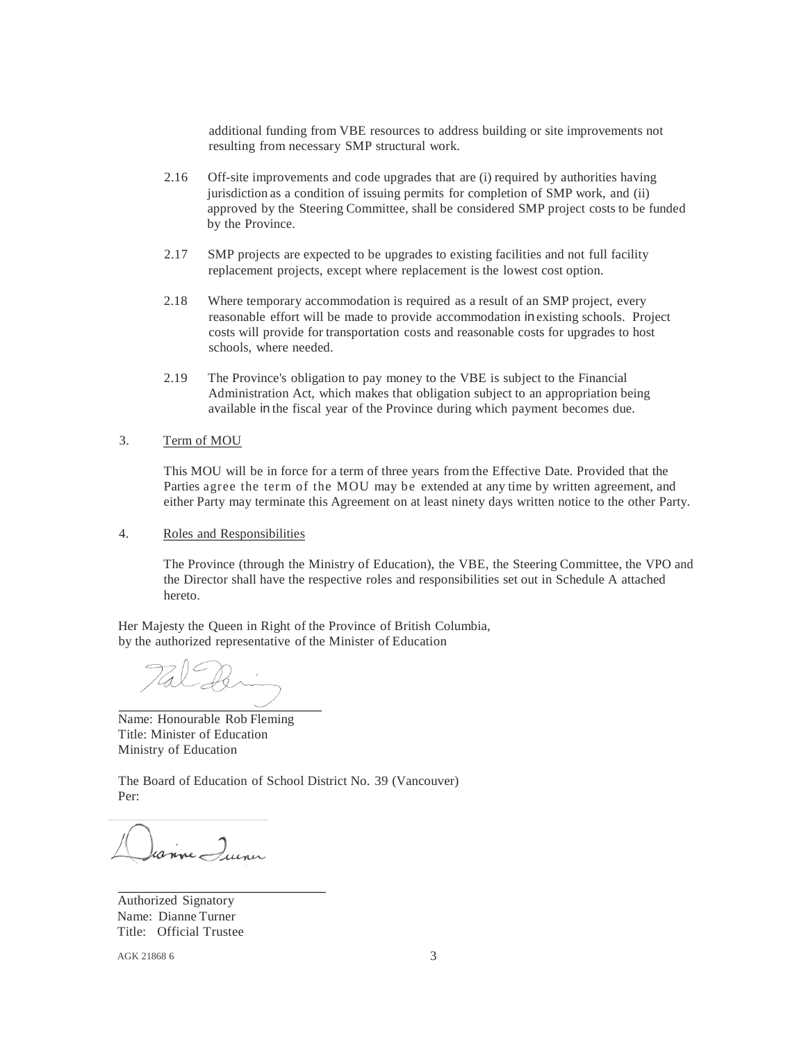additional funding from VBE resources to address building or site improvements not resulting from necessary SMP structural work.

2.16 Off-site improvements and code upgrades that are (i) required by authorities having jurisdiction as a condition of issuing permits for completion of SMP work, and (ii) approved by the Steering Committee, shall be considered SMP project costs to be funded by the Province.

2.17 SMP projects are expected to be upgrades to existing facilities and not full facility replacement projects, except where replacement is the lowest cost option.

2.18 Where temporary accommodation is required as a result of an SMP project, every reasonable effort will be made to provide accommodation in existing schools. Project costs will provide for transportation costs and reasonable costs for upgrades to host schools, where needed.

2.19 The Province's obligation to pay money to the VBE is subject to the Financial Administration Act, which makes that obligation subject to an appropriation being available in the fiscal year of the Province during which payment becomes due.

3. Term of MOU

This MOU will be in force for a term of three years from the Effective Date. Provided that the Parties agree the term of the MOU may be extended at any time by written agreement, and either Party may terminate this Agreement on at least ninety days written notice to the other Party.

4. Roles and Responsibilities

The Province (through the Ministry of Education), the VBE, the Steering Committee, the VPO and the Director shall have the respective roles and responsibilities set out in Schedule A attached hereto.

Her Majesty the Queen in Right of the Province of British Columbia,
by the authorized representative of the Minister of Education

Name: Honourable Rob Fleming
Title: Minister of Education
Ministry of Education

The Board of Education of School District No. 39 (Vancouver)
Per:

Authorized Signatory
Name: Dianne Turner
Title: Official Trustee

AGK 21868 6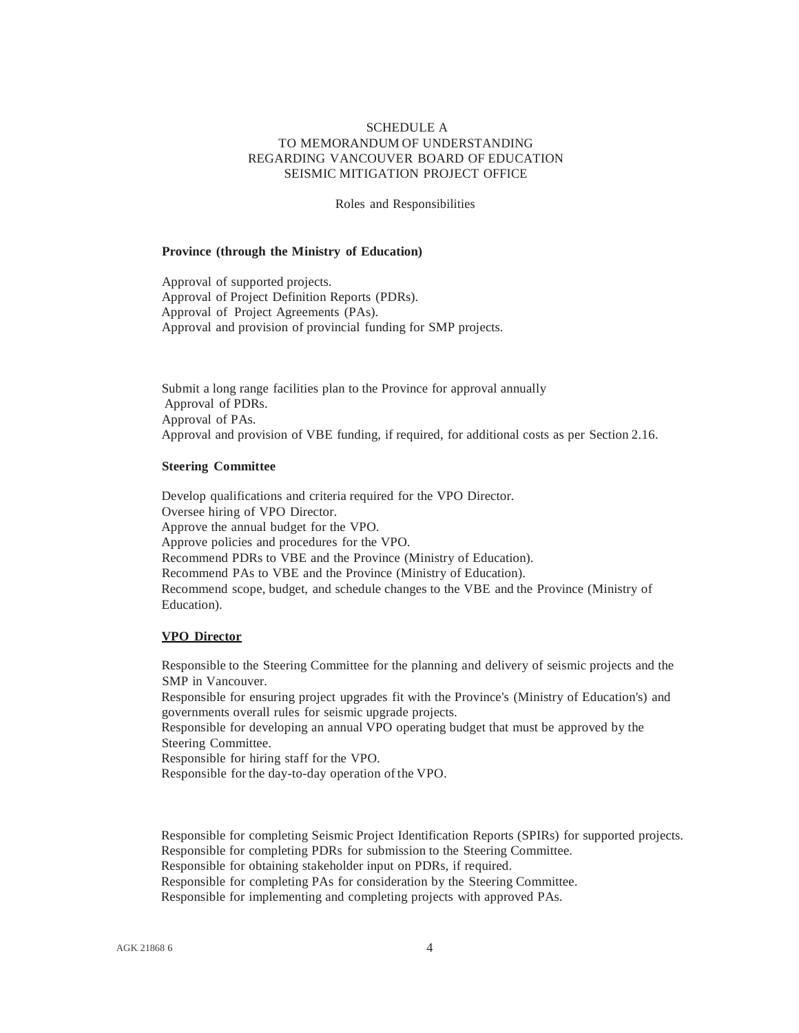SCHEDULE A
TO MEMORANDUM OF UNDERSTANDING
REGARDING VANCOUVER BOARD OF EDUCATION
SEISMIC MITIGATION PROJECT OFFICE

Roles and Responsibilities

**Province (through the Ministry of Education)**

Approval of supported projects.
Approval of Project Definition Reports (PDRs).
Approval of Project Agreements (PAs).
Approval and provision of provincial funding for SMP projects.

Submit a long range facilities plan to the Province for approval annually
Approval of PDRs.
Approval of PAs.
Approval and provision of VBE funding, if required, for additional costs as per Section 2.16.

**Steering Committee**

Develop qualifications and criteria required for the VPO Director.
Oversee hiring of VPO Director.
Approve the annual budget for the VPO.
Approve policies and procedures for the VPO.
Recommend PDRs to VBE and the Province (Ministry of Education).
Recommend PAs to VBE and the Province (Ministry of Education).
Recommend scope, budget, and schedule changes to the VBE and the Province (Ministry of Education).

**VPO Director**

Responsible to the Steering Committee for the planning and delivery of seismic projects and the SMP in Vancouver.
Responsible for ensuring project upgrades fit with the Province's (Ministry of Education's) and governments overall rules for seismic upgrade projects.
Responsible for developing an annual VPO operating budget that must be approved by the Steering Committee.
Responsible for hiring staff for the VPO.
Responsible for the day-to-day operation of the VPO.

Responsible for completing Seismic Project Identification Reports (SPIRs) for supported projects.
Responsible for completing PDRs for submission to the Steering Committee.
Responsible for obtaining stakeholder input on PDRs, if required.
Responsible for completing PAs for consideration by the Steering Committee.
Responsible for implementing and completing projects with approved PAs.

AGK 21868 6